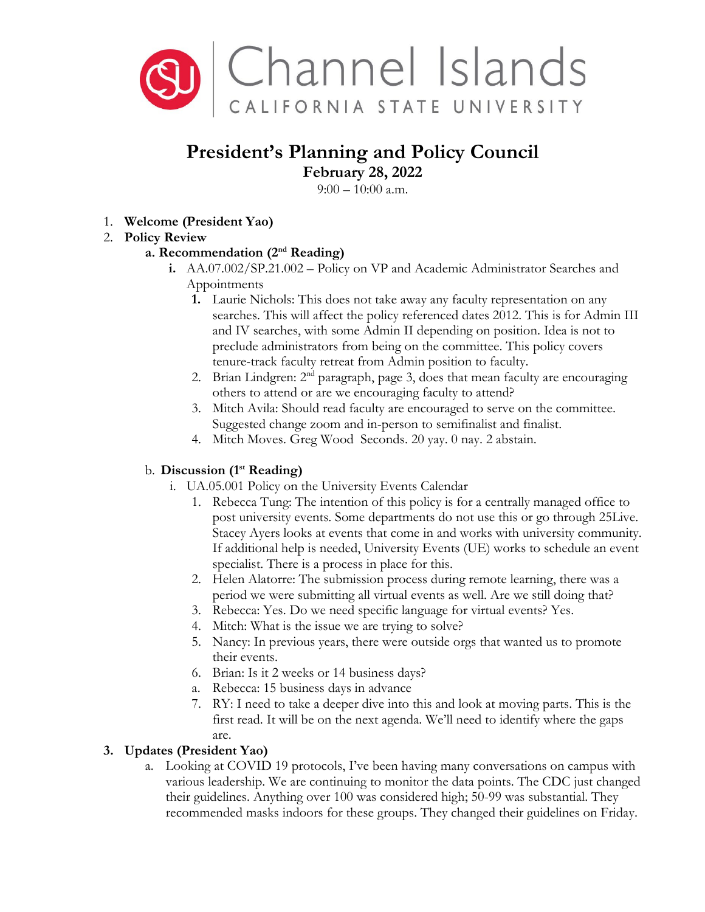# President's Planning and Policy Council

**February 28, 2022**

9:00 – 10:00 a.m.

1. **Welcome (President Yao)**
2. **Policy Review**
   - **a. Recommendation (2nd Reading)**
     - **i.** AA.07.002/SP.21.002 – Policy on VP and Academic Administrator Searches and Appointments
       1. Laurie Nichols: This does not take away any faculty representation on any searches. This will affect the policy referenced dates 2012. This is for Admin III and IV searches, with some Admin II depending on position. Idea is not to preclude administrators from being on the committee. This policy covers tenure-track faculty retreat from Admin position to faculty.
       2. Brian Lindgren: 2nd paragraph, page 3, does that mean faculty are encouraging others to attend or are we encouraging faculty to attend?
       3. Mitch Avila: Should read faculty are encouraged to serve on the committee. Suggested change zoom and in-person to semifinalist and finalist.
       4. Mitch Moves. Greg Wood Seconds. 20 yay. 0 nay. 2 abstain.
   - b. **Discussion (1st Reading)**
     - i. UA.05.001 Policy on the University Events Calendar
       1. Rebecca Tung: The intention of this policy is for a centrally managed office to post university events. Some departments do not use this or go through 25Live. Stacey Ayers looks at events that come in and works with university community. If additional help is needed, University Events (UE) works to schedule an event specialist. There is a process in place for this.
       2. Helen Alatorre: The submission process during remote learning, there was a period we were submitting all virtual events as well. Are we still doing that?
       3. Rebecca: Yes. Do we need specific language for virtual events? Yes.
       4. Mitch: What is the issue we are trying to solve?
       5. Nancy: In previous years, there were outside orgs that wanted us to promote their events.
       6. Brian: Is it 2 weeks or 14 business days?
          a. Rebecca: 15 business days in advance
       7. RY: I need to take a deeper dive into this and look at moving parts. This is the first read. It will be on the next agenda. We'll need to identify where the gaps are.
3. **Updates (President Yao)**
   - a. Looking at COVID 19 protocols, I've been having many conversations on campus with various leadership. We are continuing to monitor the data points. The CDC just changed their guidelines. Anything over 100 was considered high; 50-99 was substantial. They recommended masks indoors for these groups. They changed their guidelines on Friday.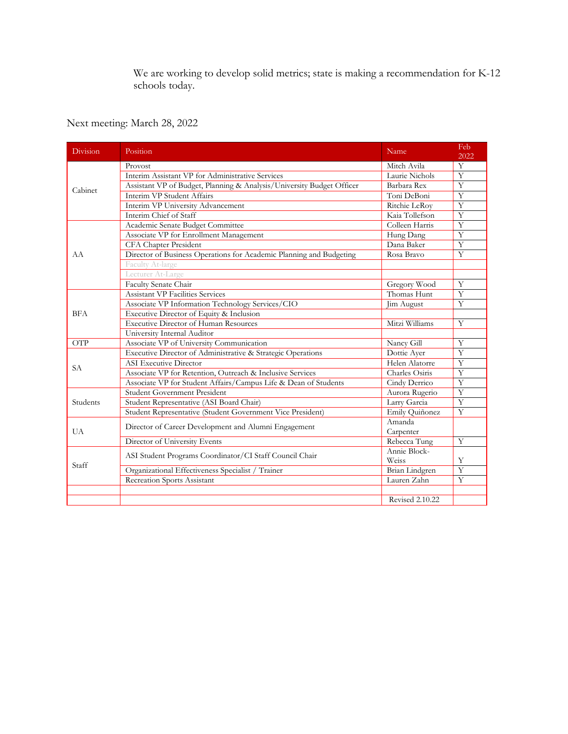We are working to develop solid metrics; state is making a recommendation for K-12 schools today.

Next meeting: March 28, 2022

| Division | Position | Name | Feb 2022 |
|---|---|---|---|
| Cabinet | Provost | Mitch Avila | Y |
| | Interim Assistant VP for Administrative Services | Laurie Nichols | Y |
| | Assistant VP of Budget, Planning & Analysis/University Budget Officer | Barbara Rex | Y |
| | Interim VP Student Affairs | Toni DeBoni | Y |
| | Interim VP University Advancement | Ritchie LeRoy | Y |
| | Interim Chief of Staff | Kaia Tollefson | Y |
| AA | Academic Senate Budget Committee | Colleen Harris | Y |
| | Associate VP for Enrollment Management | Hung Dang | Y |
| | CFA Chapter President | Dana Baker | Y |
| | Director of Business Operations for Academic Planning and Budgeting | Rosa Bravo | Y |
| | Faculty At-large | | |
| | Lecturer At-Large | | |
| | Faculty Senate Chair | Gregory Wood | Y |
| BFA | Assistant VP Facilities Services | Thomas Hunt | Y |
| | Associate VP Information Technology Services/CIO | Jim August | Y |
| | Executive Director of Equity & Inclusion | | |
| | Executive Director of Human Resources | Mitzi Williams | Y |
| | University Internal Auditor | | |
| OTP | Associate VP of University Communication | Nancy Gill | Y |
| SA | Executive Director of Administrative & Strategic Operations | Dottie Ayer | Y |
| | ASI Executive Director | Helen Alatorre | Y |
| | Associate VP for Retention, Outreach & Inclusive Services | Charles Osiris | Y |
| | Associate VP for Student Affairs/Campus Life & Dean of Students | Cindy Derrico | Y |
| Students | Student Government President | Aurora Rugerio | Y |
| | Student Representative (ASI Board Chair) | Larry Garcia | Y |
| | Student Representative (Student Government Vice President) | Emily Quiñonez | Y |
| UA | Director of Career Development and Alumni Engagement | Amanda Carpenter | |
| | Director of University Events | Rebecca Tung | Y |
| Staff | ASI Student Programs Coordinator/CI Staff Council Chair | Annie Block-Weiss | Y |
| | Organizational Effectiveness Specialist / Trainer | Brian Lindgren | Y |
| | Recreation Sports Assistant | Lauren Zahn | Y |
| | | | |
| | | Revised 2.10.22 | |